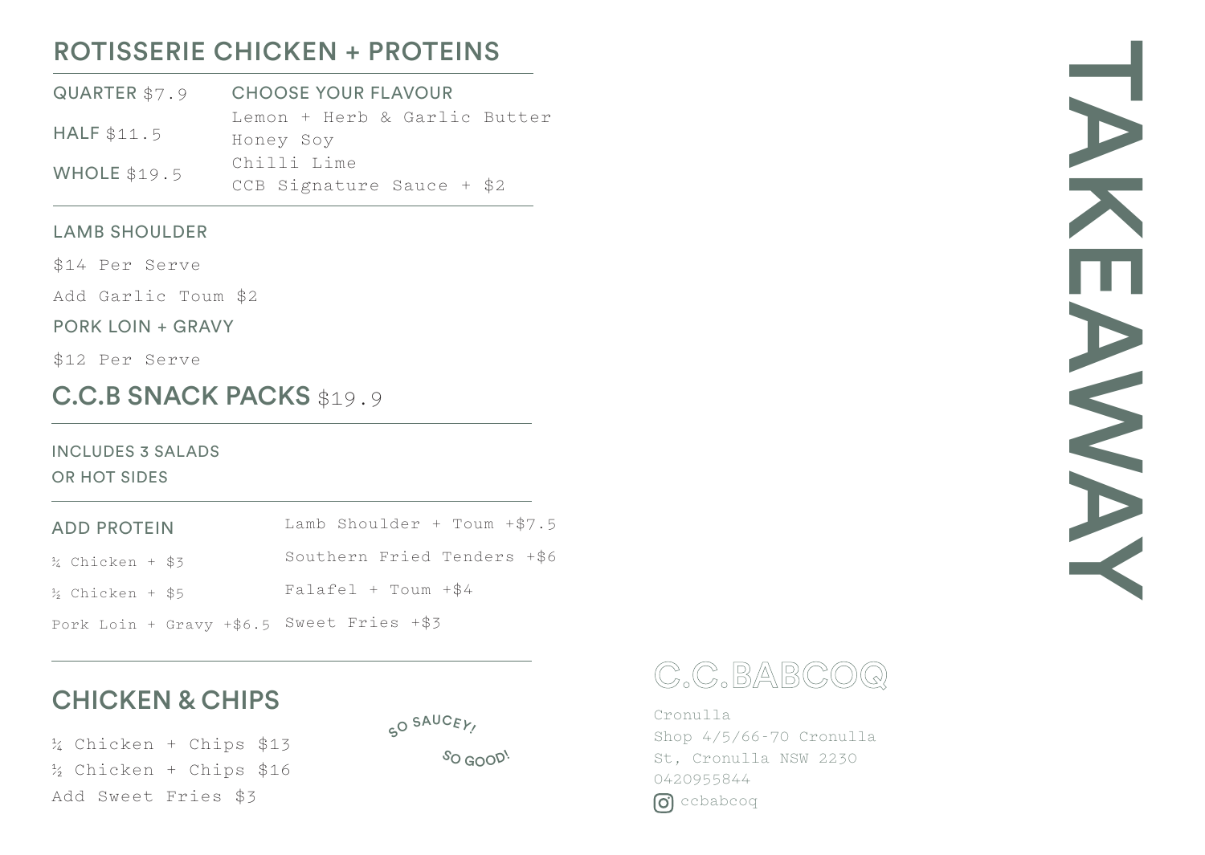# TAKEAWAY

## ROTISSERIE CHICKEN + PROTEINS

| | CHOOSE YOUR FLAVOUR |
|---|---|
| QUARTER $7.9 | Lemon + Herb & Garlic Butter |
| HALF $11.5 | Honey Soy |
| WHOLE $19.5 | Chilli Lime |
| | CCB Signature Sauce + $2 |

### LAMB SHOULDER

$14 Per Serve

Add Garlic Toum $2

### PORK LOIN + GRAVY

$12 Per Serve

## C.C.B SNACK PACKS $19.9

INCLUDES 3 SALADS
OR HOT SIDES

### ADD PROTEIN

- ¼ Chicken + $3
- ½ Chicken + $5
- Pork Loin + Gravy +$6.5
- Lamb Shoulder + Toum +$7.5
- Southern Fried Tenders +$6
- Falafel + Toum +$4
- Sweet Fries +$3

## CHICKEN & CHIPS

¼ Chicken + Chips $13
½ Chicken + Chips $16
Add Sweet Fries $3

SO SAUCEY! SO GOOD!

## C.C.BABCOQ

Cronulla
Shop 4/5/66-70 Cronulla
St, Cronulla NSW 2230
0420955844
ccbabcoq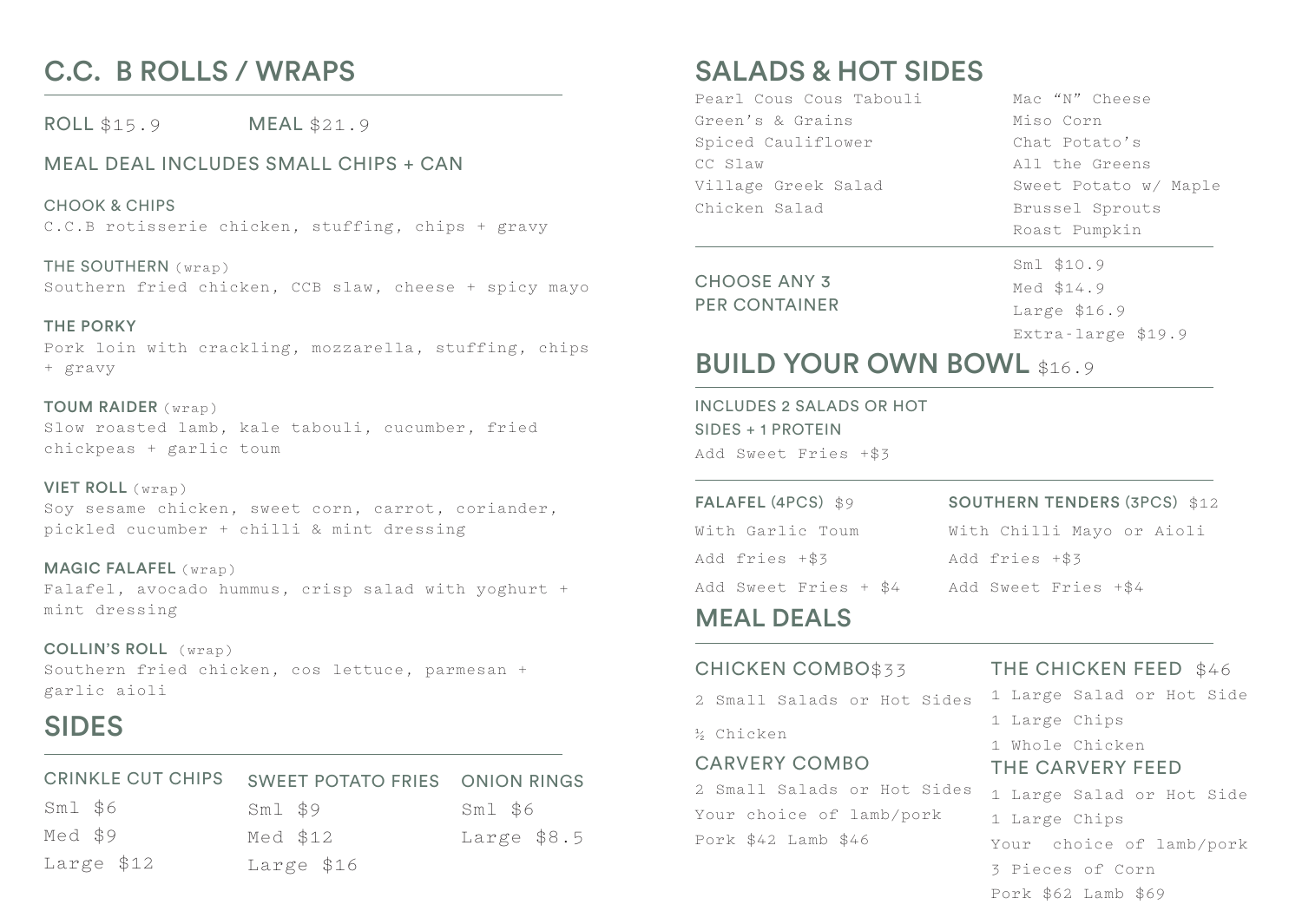## C.C. B ROLLS / WRAPS

ROLL $15.9 MEAL $21.9

MEAL DEAL INCLUDES SMALL CHIPS + CAN

**CHOOK & CHIPS**
C.C.B rotisserie chicken, stuffing, chips + gravy

**THE SOUTHERN** (wrap)
Southern fried chicken, CCB slaw, cheese + spicy mayo

**THE PORKY**
Pork loin with crackling, mozzarella, stuffing, chips + gravy

**TOUM RAIDER** (wrap)
Slow roasted lamb, kale tabouli, cucumber, fried chickpeas + garlic toum

**VIET ROLL** (wrap)
Soy sesame chicken, sweet corn, carrot, coriander, pickled cucumber + chilli & mint dressing

**MAGIC FALAFEL** (wrap)
Falafel, avocado hummus, crisp salad with yoghurt + mint dressing

**COLLIN'S ROLL** (wrap)
Southern fried chicken, cos lettuce, parmesan + garlic aioli

## SIDES

| CRINKLE CUT CHIPS | SWEET POTATO FRIES | ONION RINGS |
|---|---|---|
| Sml $6 | Sml $9 | Sml $6 |
| Med $9 | Med $12 | Large $8.5 |
| Large $12 | Large $16 | |

## SALADS & HOT SIDES

Pearl Cous Cous Tabouli
Green's & Grains
Spiced Cauliflower
CC Slaw
Village Greek Salad
Chicken Salad
Mac "N" Cheese
Miso Corn
Chat Potato's
All the Greens
Sweet Potato w/ Maple
Brussel Sprouts
Roast Pumpkin

CHOOSE ANY 3 PER CONTAINER

Sml $10.9
Med $14.9
Large $16.9
Extra-large $19.9

## BUILD YOUR OWN BOWL $16.9

INCLUDES 2 SALADS OR HOT SIDES + 1 PROTEIN
Add Sweet Fries +$3

**FALAFEL (4PCS)** $9
With Garlic Toum
Add fries +$3
Add Sweet Fries + $4

**SOUTHERN TENDERS (3PCS)** $12
With Chilli Mayo or Aioli
Add fries +$3
Add Sweet Fries +$4

## MEAL DEALS

### CHICKEN COMBO$33
2 Small Salads or Hot Sides
½ Chicken

### CARVERY COMBO
2 Small Salads or Hot Sides
Your choice of lamb/pork
Pork $42 Lamb $46

### THE CHICKEN FEED $46
1 Large Salad or Hot Side
1 Large Chips
1 Whole Chicken

### THE CARVERY FEED
1 Large Salad or Hot Side
1 Large Chips
Your choice of lamb/pork
3 Pieces of Corn
Pork $62 Lamb $69